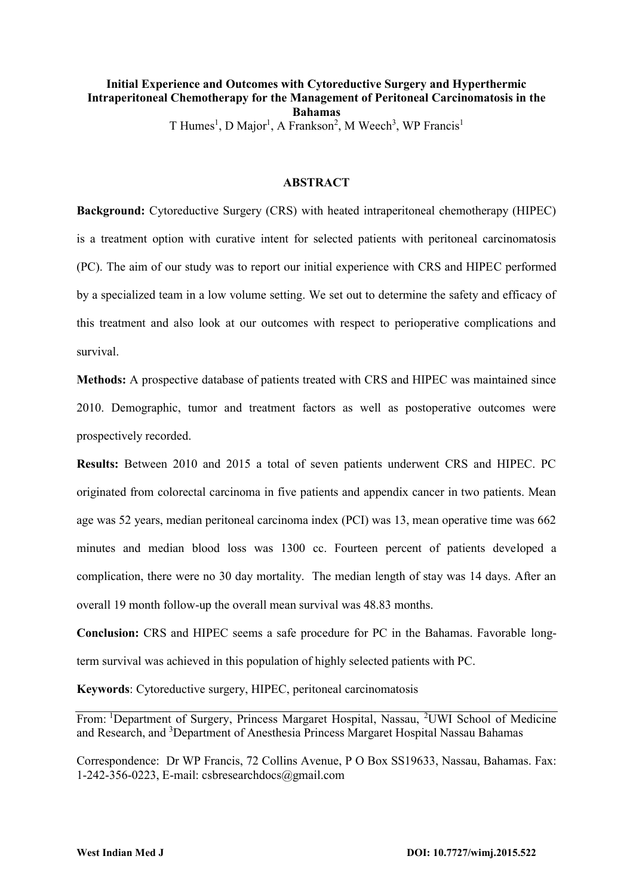# Initial Experience and Outcomes with Cytoreductive Surgery and Hyperthermic Intraperitoneal Chemotherapy for the Management of Peritoneal Carcinomatosis in the Bahamas

T Humes[1], D Major[1], A Frankson[2], M Weech[3], WP Francis[1]

## ABSTRACT

**Background:** Cytoreductive Surgery (CRS) with heated intraperitoneal chemotherapy (HIPEC) is a treatment option with curative intent for selected patients with peritoneal carcinomatosis (PC). The aim of our study was to report our initial experience with CRS and HIPEC performed by a specialized team in a low volume setting. We set out to determine the safety and efficacy of this treatment and also look at our outcomes with respect to perioperative complications and survival.

**Methods:** A prospective database of patients treated with CRS and HIPEC was maintained since 2010. Demographic, tumor and treatment factors as well as postoperative outcomes were prospectively recorded.

**Results:** Between 2010 and 2015 a total of seven patients underwent CRS and HIPEC. PC originated from colorectal carcinoma in five patients and appendix cancer in two patients. Mean age was 52 years, median peritoneal carcinoma index (PCI) was 13, mean operative time was 662 minutes and median blood loss was 1300 cc. Fourteen percent of patients developed a complication, there were no 30 day mortality. The median length of stay was 14 days. After an overall 19 month follow-up the overall mean survival was 48.83 months.

**Conclusion:** CRS and HIPEC seems a safe procedure for PC in the Bahamas. Favorable long-term survival was achieved in this population of highly selected patients with PC.

**Keywords**: Cytoreductive surgery, HIPEC, peritoneal carcinomatosis

From: [1]Department of Surgery, Princess Margaret Hospital, Nassau, [2]UWI School of Medicine and Research, and [3]Department of Anesthesia Princess Margaret Hospital Nassau Bahamas

Correspondence: Dr WP Francis, 72 Collins Avenue, P O Box SS19633, Nassau, Bahamas. Fax: 1-242-356-0223, E-mail: csbresearchdocs@gmail.com

West Indian Med J DOI: 10.7727/wimj.2015.522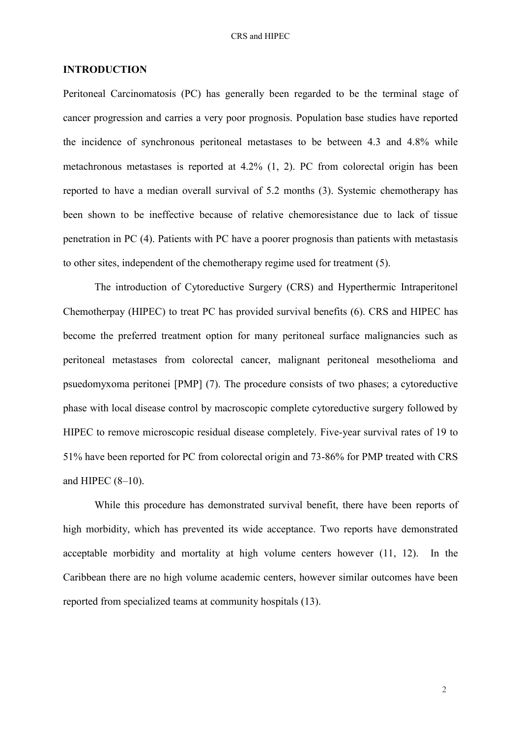## INTRODUCTION

Peritoneal Carcinomatosis (PC) has generally been regarded to be the terminal stage of cancer progression and carries a very poor prognosis. Population base studies have reported the incidence of synchronous peritoneal metastases to be between 4.3 and 4.8% while metachronous metastases is reported at 4.2% (1, 2). PC from colorectal origin has been reported to have a median overall survival of 5.2 months (3). Systemic chemotherapy has been shown to be ineffective because of relative chemoresistance due to lack of tissue penetration in PC (4). Patients with PC have a poorer prognosis than patients with metastasis to other sites, independent of the chemotherapy regime used for treatment (5).

The introduction of Cytoreductive Surgery (CRS) and Hyperthermic Intraperitonel Chemotherpay (HIPEC) to treat PC has provided survival benefits (6). CRS and HIPEC has become the preferred treatment option for many peritoneal surface malignancies such as peritoneal metastases from colorectal cancer, malignant peritoneal mesothelioma and psuedomyxoma peritonei [PMP] (7). The procedure consists of two phases; a cytoreductive phase with local disease control by macroscopic complete cytoreductive surgery followed by HIPEC to remove microscopic residual disease completely. Five-year survival rates of 19 to 51% have been reported for PC from colorectal origin and 73-86% for PMP treated with CRS and HIPEC (8–10).

While this procedure has demonstrated survival benefit, there have been reports of high morbidity, which has prevented its wide acceptance. Two reports have demonstrated acceptable morbidity and mortality at high volume centers however (11, 12). In the Caribbean there are no high volume academic centers, however similar outcomes have been reported from specialized teams at community hospitals (13).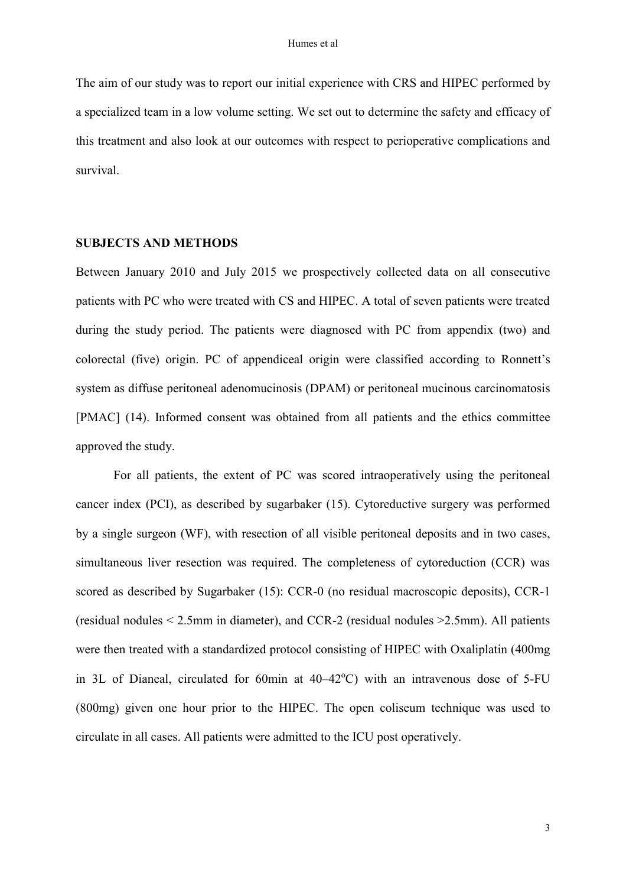The aim of our study was to report our initial experience with CRS and HIPEC performed by a specialized team in a low volume setting. We set out to determine the safety and efficacy of this treatment and also look at our outcomes with respect to perioperative complications and survival.

## SUBJECTS AND METHODS

Between January 2010 and July 2015 we prospectively collected data on all consecutive patients with PC who were treated with CS and HIPEC. A total of seven patients were treated during the study period. The patients were diagnosed with PC from appendix (two) and colorectal (five) origin. PC of appendiceal origin were classified according to Ronnett's system as diffuse peritoneal adenomucinosis (DPAM) or peritoneal mucinous carcinomatosis [PMAC] (14). Informed consent was obtained from all patients and the ethics committee approved the study.

For all patients, the extent of PC was scored intraoperatively using the peritoneal cancer index (PCI), as described by sugarbaker (15). Cytoreductive surgery was performed by a single surgeon (WF), with resection of all visible peritoneal deposits and in two cases, simultaneous liver resection was required. The completeness of cytoreduction (CCR) was scored as described by Sugarbaker (15): CCR-0 (no residual macroscopic deposits), CCR-1 (residual nodules < 2.5mm in diameter), and CCR-2 (residual nodules >2.5mm). All patients were then treated with a standardized protocol consisting of HIPEC with Oxaliplatin (400mg in 3L of Dianeal, circulated for 60min at 40–42$^{o}$C) with an intravenous dose of 5-FU (800mg) given one hour prior to the HIPEC. The open coliseum technique was used to circulate in all cases. All patients were admitted to the ICU post operatively.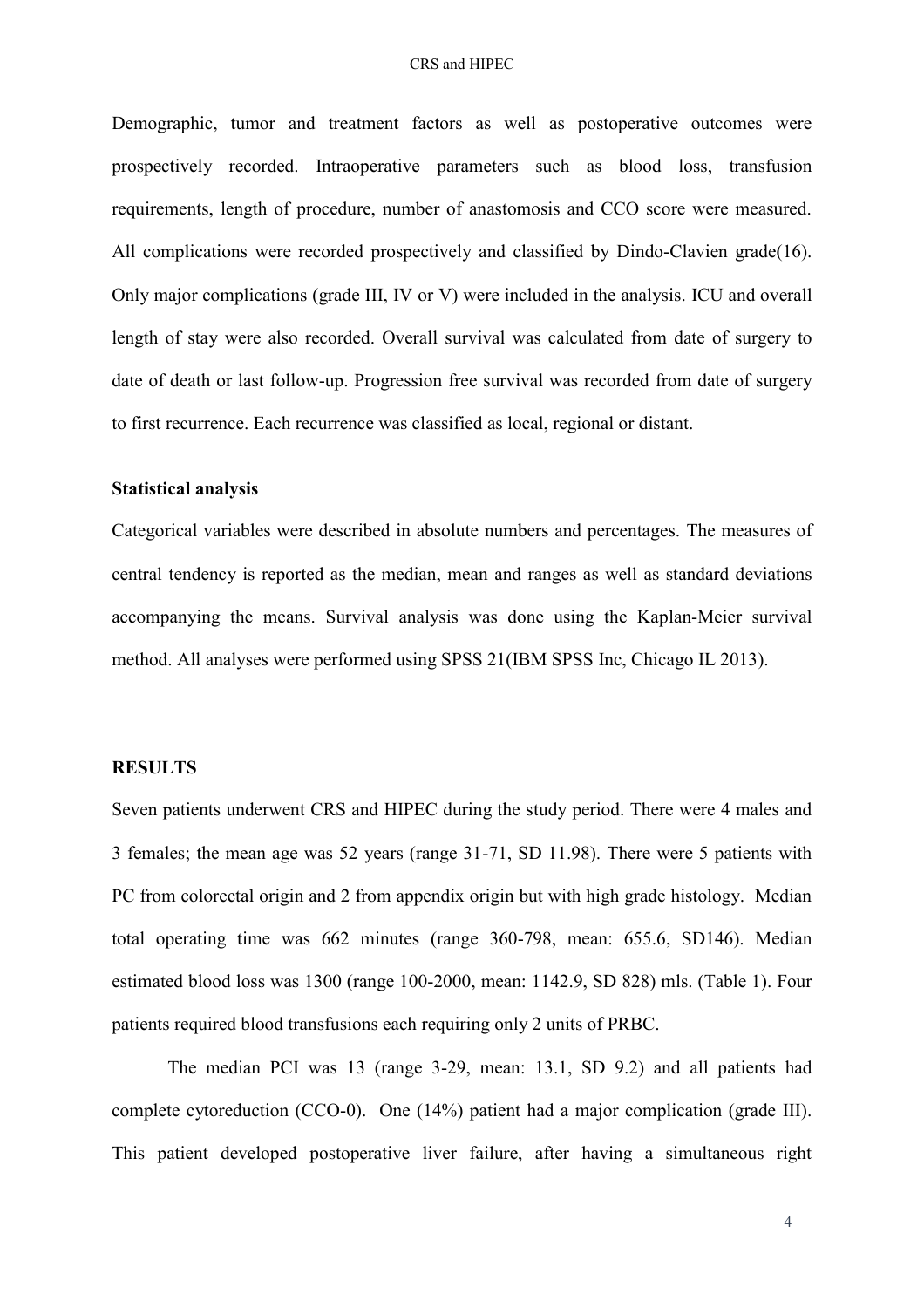Demographic, tumor and treatment factors as well as postoperative outcomes were prospectively recorded. Intraoperative parameters such as blood loss, transfusion requirements, length of procedure, number of anastomosis and CCO score were measured. All complications were recorded prospectively and classified by Dindo-Clavien grade(16). Only major complications (grade III, IV or V) were included in the analysis. ICU and overall length of stay were also recorded. Overall survival was calculated from date of surgery to date of death or last follow-up. Progression free survival was recorded from date of surgery to first recurrence. Each recurrence was classified as local, regional or distant.

### Statistical analysis

Categorical variables were described in absolute numbers and percentages. The measures of central tendency is reported as the median, mean and ranges as well as standard deviations accompanying the means. Survival analysis was done using the Kaplan-Meier survival method. All analyses were performed using SPSS 21(IBM SPSS Inc, Chicago IL 2013).

## RESULTS

Seven patients underwent CRS and HIPEC during the study period. There were 4 males and 3 females; the mean age was 52 years (range 31-71, SD 11.98). There were 5 patients with PC from colorectal origin and 2 from appendix origin but with high grade histology. Median total operating time was 662 minutes (range 360-798, mean: 655.6, SD146). Median estimated blood loss was 1300 (range 100-2000, mean: 1142.9, SD 828) mls. (Table 1). Four patients required blood transfusions each requiring only 2 units of PRBC.

The median PCI was 13 (range 3-29, mean: 13.1, SD 9.2) and all patients had complete cytoreduction (CCO-0). One (14%) patient had a major complication (grade III). This patient developed postoperative liver failure, after having a simultaneous right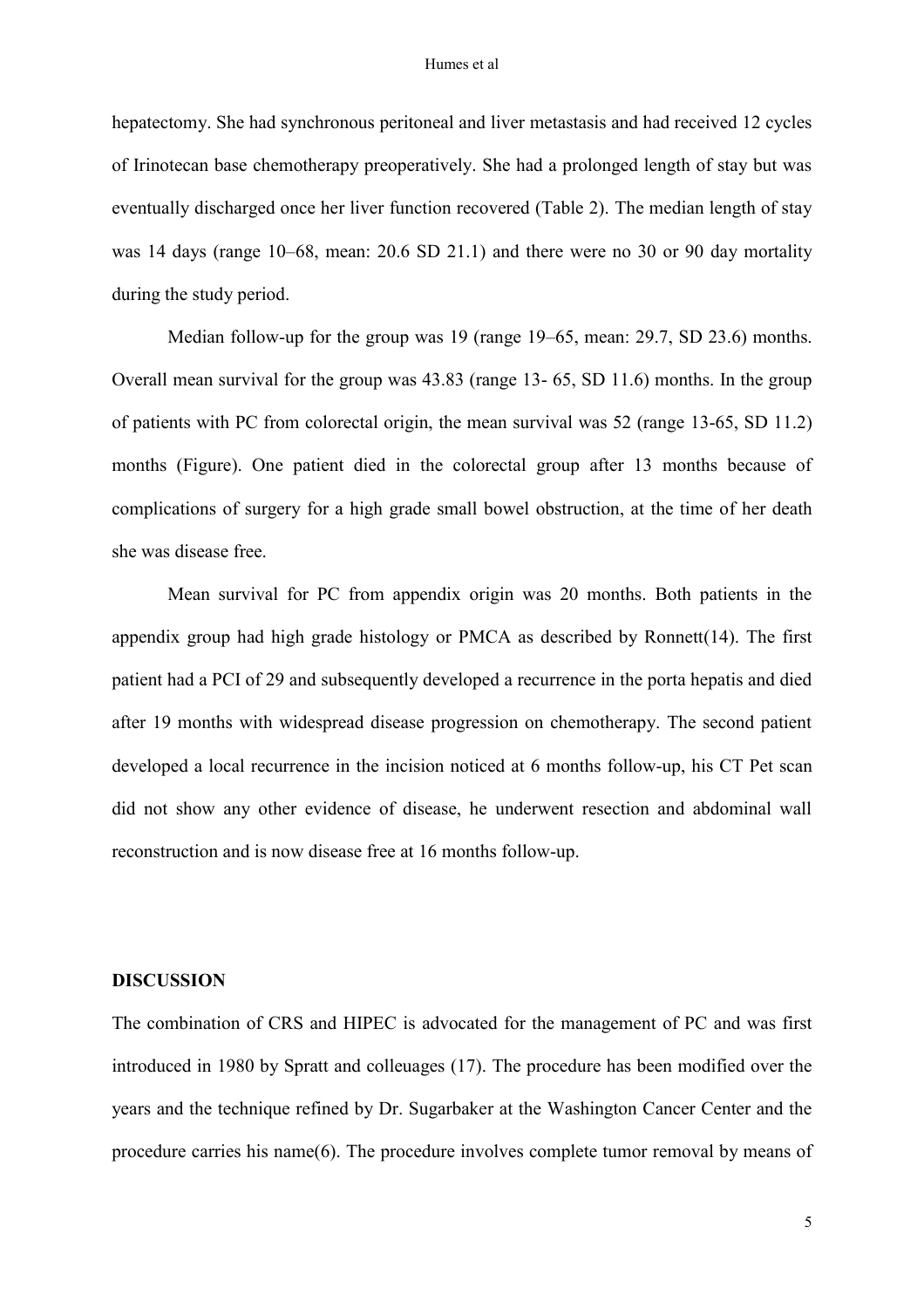hepatectomy. She had synchronous peritoneal and liver metastasis and had received 12 cycles of Irinotecan base chemotherapy preoperatively. She had a prolonged length of stay but was eventually discharged once her liver function recovered (Table 2). The median length of stay was 14 days (range 10–68, mean: 20.6 SD 21.1) and there were no 30 or 90 day mortality during the study period.

Median follow-up for the group was 19 (range 19–65, mean: 29.7, SD 23.6) months. Overall mean survival for the group was 43.83 (range 13- 65, SD 11.6) months. In the group of patients with PC from colorectal origin, the mean survival was 52 (range 13-65, SD 11.2) months (Figure). One patient died in the colorectal group after 13 months because of complications of surgery for a high grade small bowel obstruction, at the time of her death she was disease free.

Mean survival for PC from appendix origin was 20 months. Both patients in the appendix group had high grade histology or PMCA as described by Ronnett(14). The first patient had a PCI of 29 and subsequently developed a recurrence in the porta hepatis and died after 19 months with widespread disease progression on chemotherapy. The second patient developed a local recurrence in the incision noticed at 6 months follow-up, his CT Pet scan did not show any other evidence of disease, he underwent resection and abdominal wall reconstruction and is now disease free at 16 months follow-up.

## DISCUSSION

The combination of CRS and HIPEC is advocated for the management of PC and was first introduced in 1980 by Spratt and colleuages (17). The procedure has been modified over the years and the technique refined by Dr. Sugarbaker at the Washington Cancer Center and the procedure carries his name(6). The procedure involves complete tumor removal by means of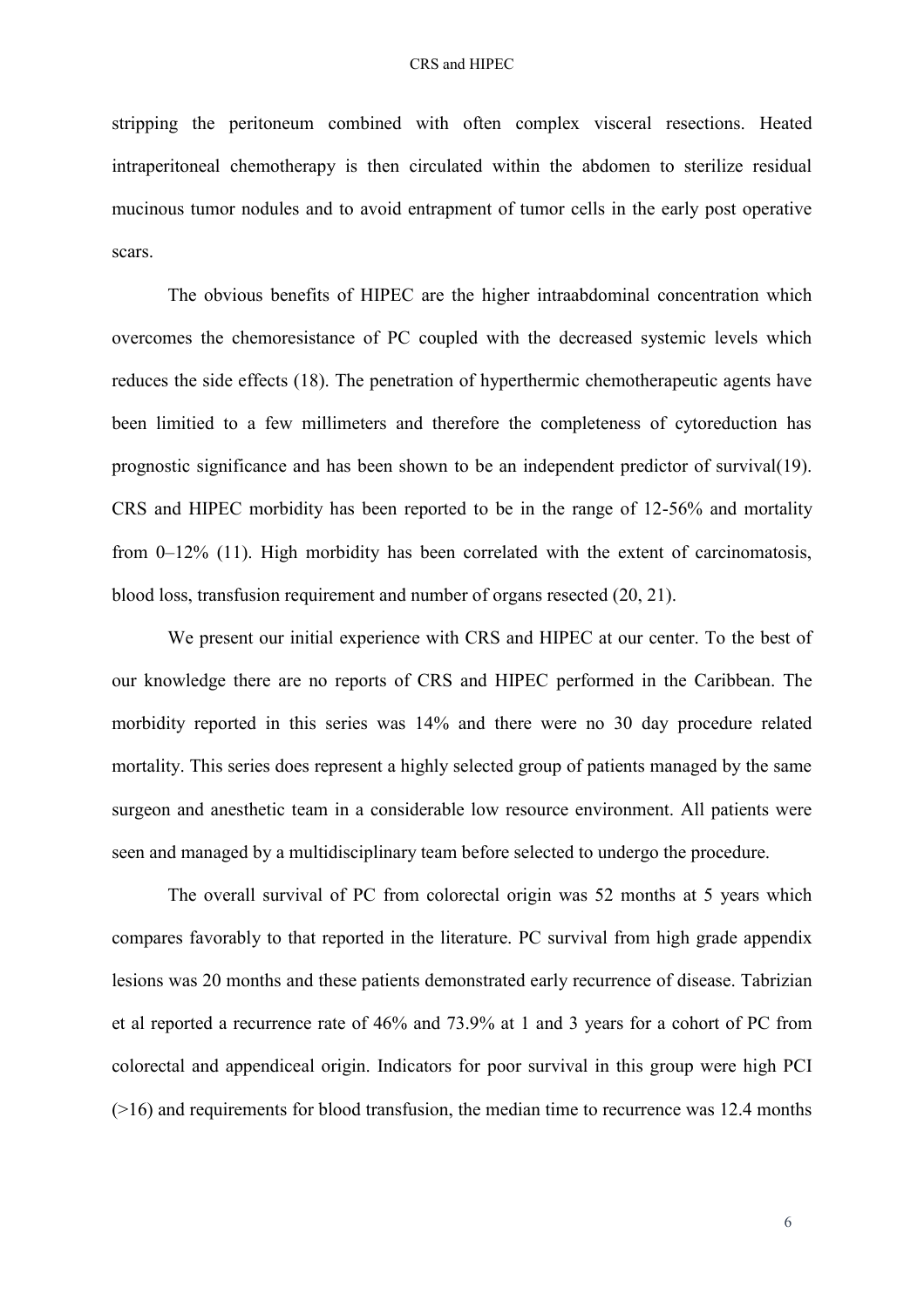stripping the peritoneum combined with often complex visceral resections. Heated intraperitoneal chemotherapy is then circulated within the abdomen to sterilize residual mucinous tumor nodules and to avoid entrapment of tumor cells in the early post operative scars.

The obvious benefits of HIPEC are the higher intraabdominal concentration which overcomes the chemoresistance of PC coupled with the decreased systemic levels which reduces the side effects (18). The penetration of hyperthermic chemotherapeutic agents have been limitied to a few millimeters and therefore the completeness of cytoreduction has prognostic significance and has been shown to be an independent predictor of survival(19). CRS and HIPEC morbidity has been reported to be in the range of 12-56% and mortality from 0–12% (11). High morbidity has been correlated with the extent of carcinomatosis, blood loss, transfusion requirement and number of organs resected (20, 21).

We present our initial experience with CRS and HIPEC at our center. To the best of our knowledge there are no reports of CRS and HIPEC performed in the Caribbean. The morbidity reported in this series was 14% and there were no 30 day procedure related mortality. This series does represent a highly selected group of patients managed by the same surgeon and anesthetic team in a considerable low resource environment. All patients were seen and managed by a multidisciplinary team before selected to undergo the procedure.

The overall survival of PC from colorectal origin was 52 months at 5 years which compares favorably to that reported in the literature. PC survival from high grade appendix lesions was 20 months and these patients demonstrated early recurrence of disease. Tabrizian et al reported a recurrence rate of 46% and 73.9% at 1 and 3 years for a cohort of PC from colorectal and appendiceal origin. Indicators for poor survival in this group were high PCI (>16) and requirements for blood transfusion, the median time to recurrence was 12.4 months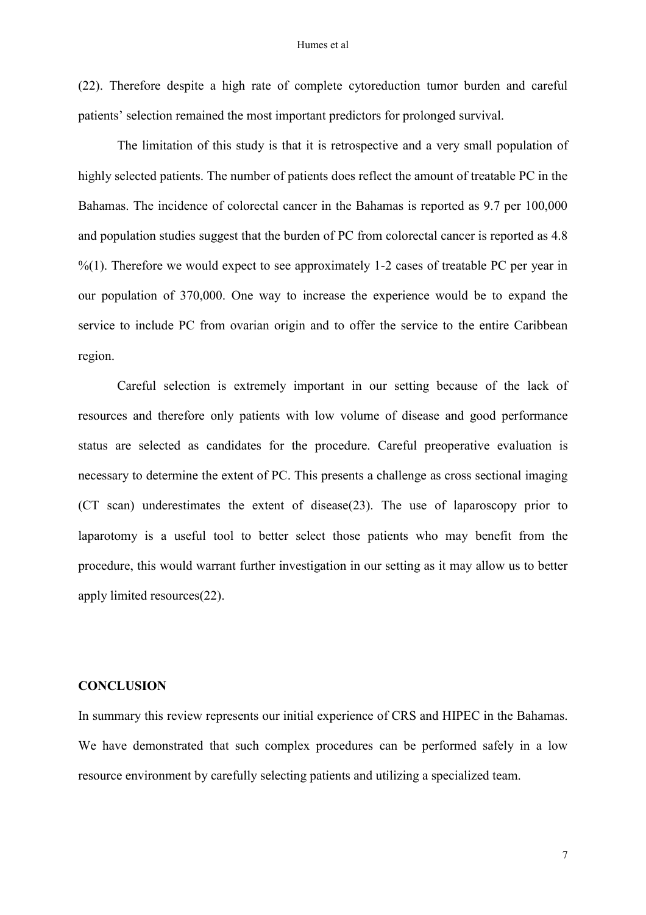(22). Therefore despite a high rate of complete cytoreduction tumor burden and careful patients' selection remained the most important predictors for prolonged survival.

The limitation of this study is that it is retrospective and a very small population of highly selected patients. The number of patients does reflect the amount of treatable PC in the Bahamas. The incidence of colorectal cancer in the Bahamas is reported as 9.7 per 100,000 and population studies suggest that the burden of PC from colorectal cancer is reported as 4.8 %(1). Therefore we would expect to see approximately 1-2 cases of treatable PC per year in our population of 370,000. One way to increase the experience would be to expand the service to include PC from ovarian origin and to offer the service to the entire Caribbean region.

Careful selection is extremely important in our setting because of the lack of resources and therefore only patients with low volume of disease and good performance status are selected as candidates for the procedure. Careful preoperative evaluation is necessary to determine the extent of PC. This presents a challenge as cross sectional imaging (CT scan) underestimates the extent of disease(23). The use of laparoscopy prior to laparotomy is a useful tool to better select those patients who may benefit from the procedure, this would warrant further investigation in our setting as it may allow us to better apply limited resources(22).

## CONCLUSION

In summary this review represents our initial experience of CRS and HIPEC in the Bahamas. We have demonstrated that such complex procedures can be performed safely in a low resource environment by carefully selecting patients and utilizing a specialized team.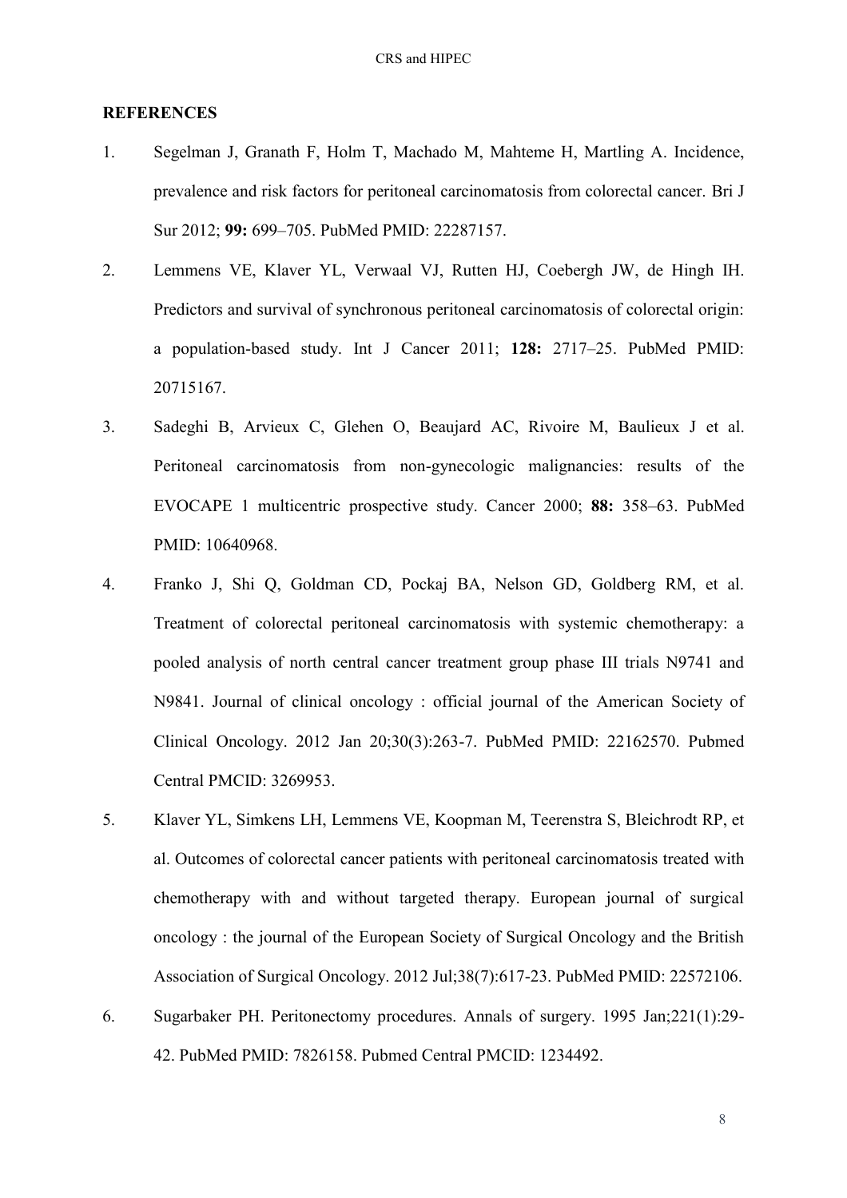## REFERENCES

1. Segelman J, Granath F, Holm T, Machado M, Mahteme H, Martling A. Incidence, prevalence and risk factors for peritoneal carcinomatosis from colorectal cancer. Bri J Sur 2012; **99:** 699–705. PubMed PMID: 22287157.
2. Lemmens VE, Klaver YL, Verwaal VJ, Rutten HJ, Coebergh JW, de Hingh IH. Predictors and survival of synchronous peritoneal carcinomatosis of colorectal origin: a population-based study. Int J Cancer 2011; **128:** 2717–25. PubMed PMID: 20715167.
3. Sadeghi B, Arvieux C, Glehen O, Beaujard AC, Rivoire M, Baulieux J et al. Peritoneal carcinomatosis from non-gynecologic malignancies: results of the EVOCAPE 1 multicentric prospective study. Cancer 2000; **88:** 358–63. PubMed PMID: 10640968.
4. Franko J, Shi Q, Goldman CD, Pockaj BA, Nelson GD, Goldberg RM, et al. Treatment of colorectal peritoneal carcinomatosis with systemic chemotherapy: a pooled analysis of north central cancer treatment group phase III trials N9741 and N9841. Journal of clinical oncology : official journal of the American Society of Clinical Oncology. 2012 Jan 20;30(3):263-7. PubMed PMID: 22162570. Pubmed Central PMCID: 3269953.
5. Klaver YL, Simkens LH, Lemmens VE, Koopman M, Teerenstra S, Bleichrodt RP, et al. Outcomes of colorectal cancer patients with peritoneal carcinomatosis treated with chemotherapy with and without targeted therapy. European journal of surgical oncology : the journal of the European Society of Surgical Oncology and the British Association of Surgical Oncology. 2012 Jul;38(7):617-23. PubMed PMID: 22572106.
6. Sugarbaker PH. Peritonectomy procedures. Annals of surgery. 1995 Jan;221(1):29-42. PubMed PMID: 7826158. Pubmed Central PMCID: 1234492.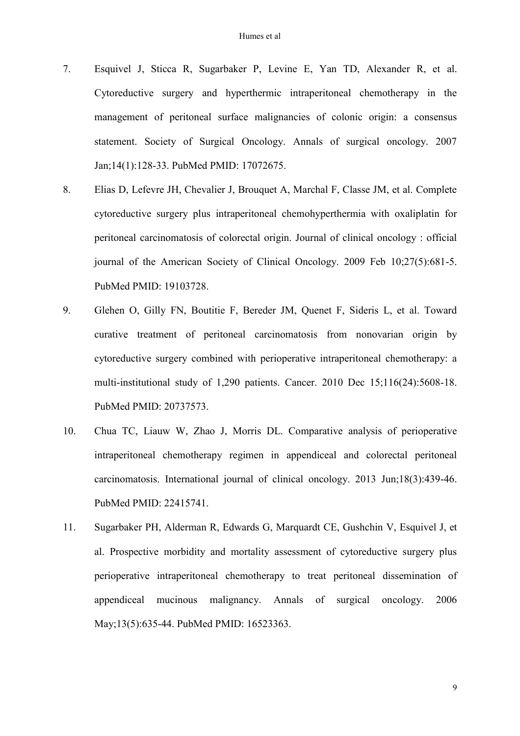7. Esquivel J, Sticca R, Sugarbaker P, Levine E, Yan TD, Alexander R, et al. Cytoreductive surgery and hyperthermic intraperitoneal chemotherapy in the management of peritoneal surface malignancies of colonic origin: a consensus statement. Society of Surgical Oncology. Annals of surgical oncology. 2007 Jan;14(1):128-33. PubMed PMID: 17072675.

8. Elias D, Lefevre JH, Chevalier J, Brouquet A, Marchal F, Classe JM, et al. Complete cytoreductive surgery plus intraperitoneal chemohyperthermia with oxaliplatin for peritoneal carcinomatosis of colorectal origin. Journal of clinical oncology : official journal of the American Society of Clinical Oncology. 2009 Feb 10;27(5):681-5. PubMed PMID: 19103728.

9. Glehen O, Gilly FN, Boutitie F, Bereder JM, Quenet F, Sideris L, et al. Toward curative treatment of peritoneal carcinomatosis from nonovarian origin by cytoreductive surgery combined with perioperative intraperitoneal chemotherapy: a multi-institutional study of 1,290 patients. Cancer. 2010 Dec 15;116(24):5608-18. PubMed PMID: 20737573.

10. Chua TC, Liauw W, Zhao J, Morris DL. Comparative analysis of perioperative intraperitoneal chemotherapy regimen in appendiceal and colorectal peritoneal carcinomatosis. International journal of clinical oncology. 2013 Jun;18(3):439-46. PubMed PMID: 22415741.

11. Sugarbaker PH, Alderman R, Edwards G, Marquardt CE, Gushchin V, Esquivel J, et al. Prospective morbidity and mortality assessment of cytoreductive surgery plus perioperative intraperitoneal chemotherapy to treat peritoneal dissemination of appendiceal mucinous malignancy. Annals of surgical oncology. 2006 May;13(5):635-44. PubMed PMID: 16523363.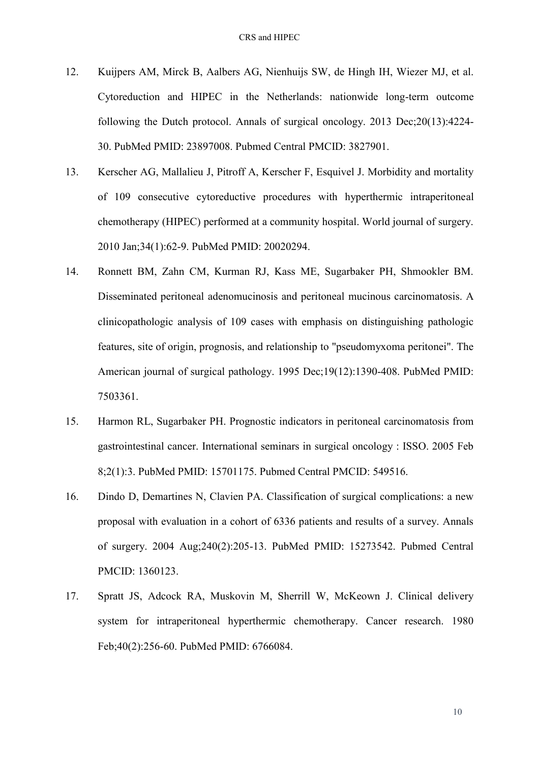12. Kuijpers AM, Mirck B, Aalbers AG, Nienhuijs SW, de Hingh IH, Wiezer MJ, et al. Cytoreduction and HIPEC in the Netherlands: nationwide long-term outcome following the Dutch protocol. Annals of surgical oncology. 2013 Dec;20(13):4224-30. PubMed PMID: 23897008. Pubmed Central PMCID: 3827901.

13. Kerscher AG, Mallalieu J, Pitroff A, Kerscher F, Esquivel J. Morbidity and mortality of 109 consecutive cytoreductive procedures with hyperthermic intraperitoneal chemotherapy (HIPEC) performed at a community hospital. World journal of surgery. 2010 Jan;34(1):62-9. PubMed PMID: 20020294.

14. Ronnett BM, Zahn CM, Kurman RJ, Kass ME, Sugarbaker PH, Shmookler BM. Disseminated peritoneal adenomucinosis and peritoneal mucinous carcinomatosis. A clinicopathologic analysis of 109 cases with emphasis on distinguishing pathologic features, site of origin, prognosis, and relationship to "pseudomyxoma peritonei". The American journal of surgical pathology. 1995 Dec;19(12):1390-408. PubMed PMID: 7503361.

15. Harmon RL, Sugarbaker PH. Prognostic indicators in peritoneal carcinomatosis from gastrointestinal cancer. International seminars in surgical oncology : ISSO. 2005 Feb 8;2(1):3. PubMed PMID: 15701175. Pubmed Central PMCID: 549516.

16. Dindo D, Demartines N, Clavien PA. Classification of surgical complications: a new proposal with evaluation in a cohort of 6336 patients and results of a survey. Annals of surgery. 2004 Aug;240(2):205-13. PubMed PMID: 15273542. Pubmed Central PMCID: 1360123.

17. Spratt JS, Adcock RA, Muskovin M, Sherrill W, McKeown J. Clinical delivery system for intraperitoneal hyperthermic chemotherapy. Cancer research. 1980 Feb;40(2):256-60. PubMed PMID: 6766084.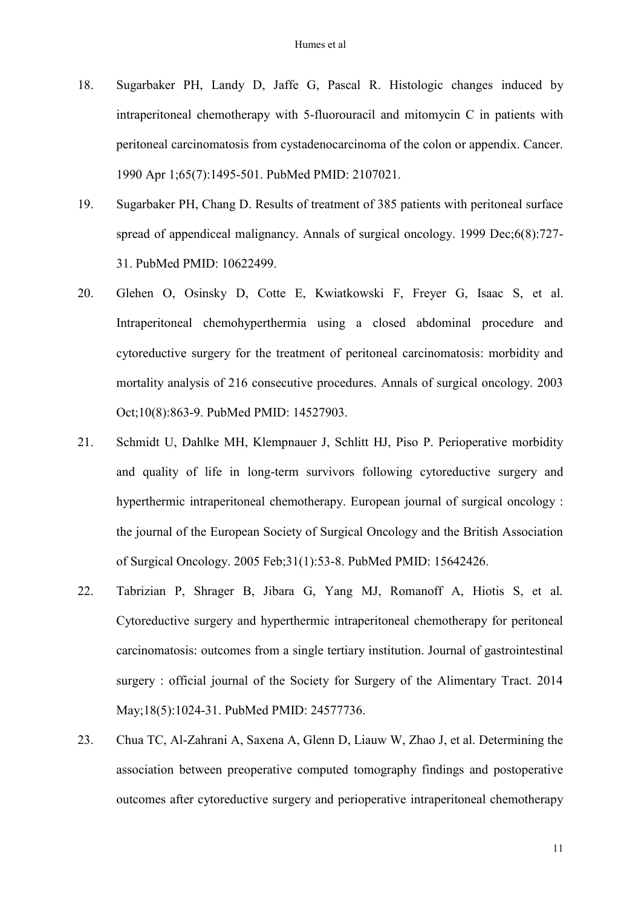18. Sugarbaker PH, Landy D, Jaffe G, Pascal R. Histologic changes induced by intraperitoneal chemotherapy with 5-fluorouracil and mitomycin C in patients with peritoneal carcinomatosis from cystadenocarcinoma of the colon or appendix. Cancer. 1990 Apr 1;65(7):1495-501. PubMed PMID: 2107021.

19. Sugarbaker PH, Chang D. Results of treatment of 385 patients with peritoneal surface spread of appendiceal malignancy. Annals of surgical oncology. 1999 Dec;6(8):727-31. PubMed PMID: 10622499.

20. Glehen O, Osinsky D, Cotte E, Kwiatkowski F, Freyer G, Isaac S, et al. Intraperitoneal chemohyperthermia using a closed abdominal procedure and cytoreductive surgery for the treatment of peritoneal carcinomatosis: morbidity and mortality analysis of 216 consecutive procedures. Annals of surgical oncology. 2003 Oct;10(8):863-9. PubMed PMID: 14527903.

21. Schmidt U, Dahlke MH, Klempnauer J, Schlitt HJ, Piso P. Perioperative morbidity and quality of life in long-term survivors following cytoreductive surgery and hyperthermic intraperitoneal chemotherapy. European journal of surgical oncology : the journal of the European Society of Surgical Oncology and the British Association of Surgical Oncology. 2005 Feb;31(1):53-8. PubMed PMID: 15642426.

22. Tabrizian P, Shrager B, Jibara G, Yang MJ, Romanoff A, Hiotis S, et al. Cytoreductive surgery and hyperthermic intraperitoneal chemotherapy for peritoneal carcinomatosis: outcomes from a single tertiary institution. Journal of gastrointestinal surgery : official journal of the Society for Surgery of the Alimentary Tract. 2014 May;18(5):1024-31. PubMed PMID: 24577736.

23. Chua TC, Al-Zahrani A, Saxena A, Glenn D, Liauw W, Zhao J, et al. Determining the association between preoperative computed tomography findings and postoperative outcomes after cytoreductive surgery and perioperative intraperitoneal chemotherapy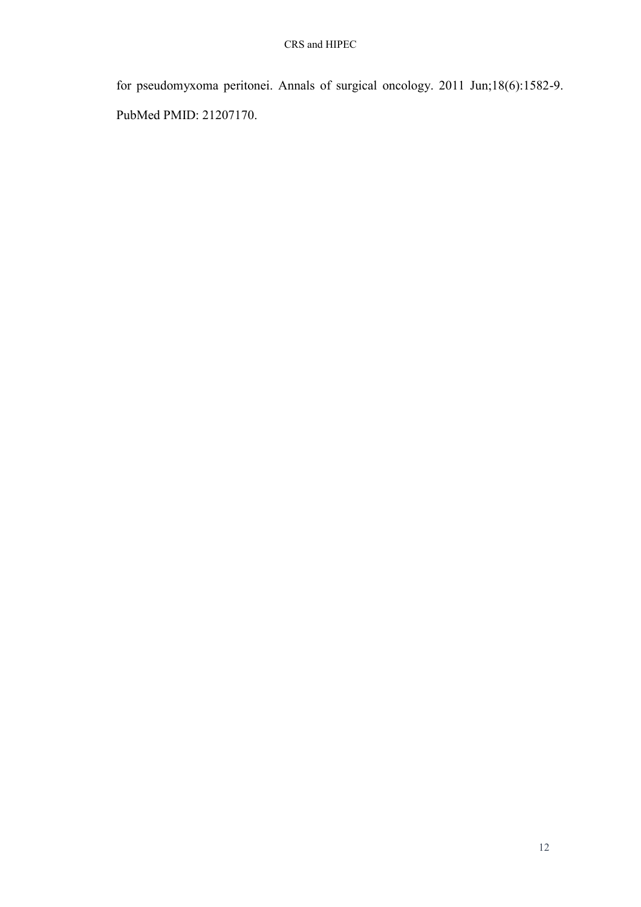for pseudomyxoma peritonei. Annals of surgical oncology. 2011 Jun;18(6):1582-9. PubMed PMID: 21207170.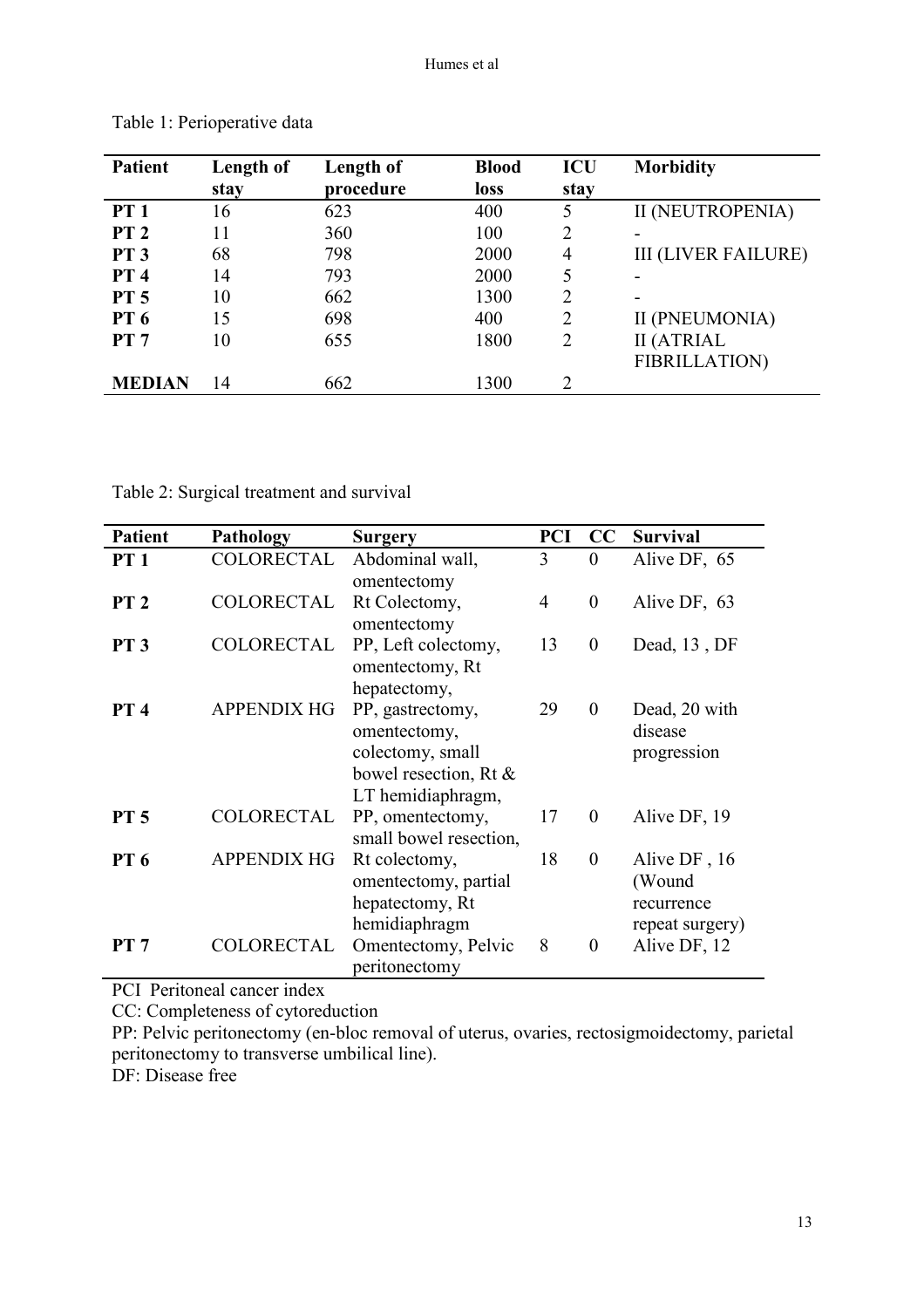Table 1: Perioperative data

| Patient | Length of stay | Length of procedure | Blood loss | ICU stay | Morbidity |
|---|---|---|---|---|---|
| **PT 1** | 16 | 623 | 400 | 5 | II (NEUTROPENIA) |
| **PT 2** | 11 | 360 | 100 | 2 | - |
| **PT 3** | 68 | 798 | 2000 | 4 | III (LIVER FAILURE) |
| **PT 4** | 14 | 793 | 2000 | 5 | - |
| **PT 5** | 10 | 662 | 1300 | 2 | - |
| **PT 6** | 15 | 698 | 400 | 2 | II (PNEUMONIA) |
| **PT 7** | 10 | 655 | 1800 | 2 | II (ATRIAL FIBRILLATION) |
| **MEDIAN** | 14 | 662 | 1300 | 2 | |

Table 2: Surgical treatment and survival

| Patient | Pathology | Surgery | PCI | CC | Survival |
|---|---|---|---|---|---|
| **PT 1** | COLORECTAL | Abdominal wall, omentectomy | 3 | 0 | Alive DF, 65 |
| **PT 2** | COLORECTAL | Rt Colectomy, omentectomy | 4 | 0 | Alive DF, 63 |
| **PT 3** | COLORECTAL | PP, Left colectomy, omentectomy, Rt hepatectomy, | 13 | 0 | Dead, 13 , DF |
| **PT 4** | APPENDIX HG | PP, gastrectomy, omentectomy, colectomy, small bowel resection, Rt & LT hemidiaphragm, | 29 | 0 | Dead, 20 with disease progression |
| **PT 5** | COLORECTAL | PP, omentectomy, small bowel resection, | 17 | 0 | Alive DF, 19 |
| **PT 6** | APPENDIX HG | Rt colectomy, omentectomy, partial hepatectomy, Rt hemidiaphragm | 18 | 0 | Alive DF , 16 (Wound recurrence repeat surgery) |
| **PT 7** | COLORECTAL | Omentectomy, Pelvic peritonectomy | 8 | 0 | Alive DF, 12 |

PCI Peritoneal cancer index

CC: Completeness of cytoreduction

PP: Pelvic peritonectomy (en-bloc removal of uterus, ovaries, rectosigmoidectomy, parietal peritonectomy to transverse umbilical line).

DF: Disease free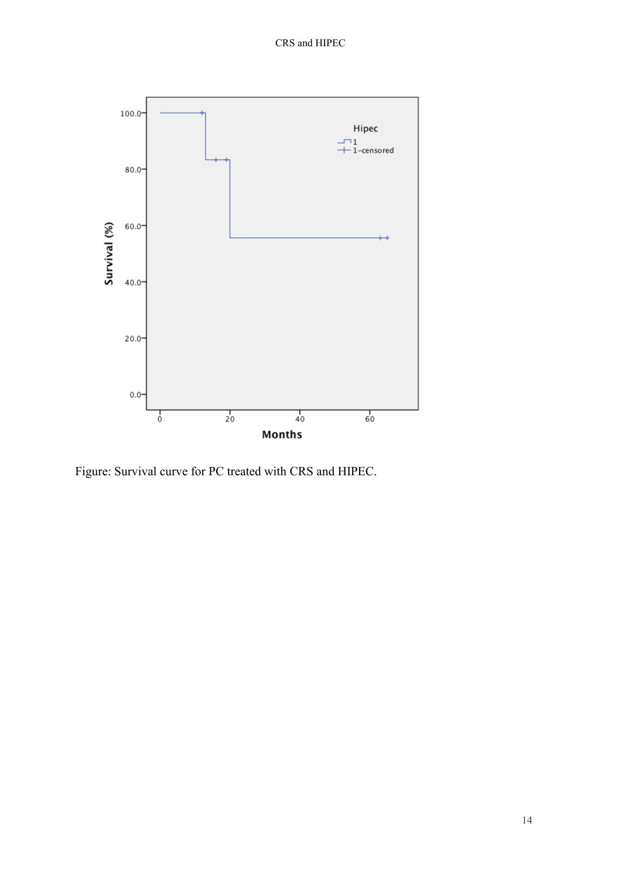Hipec

1

1-censored

100.0

80.0

60.0

40.0

20.0

0.0

Survival (%)

0

20

40

60

Months

Figure: Survival curve for PC treated with CRS and HIPEC.